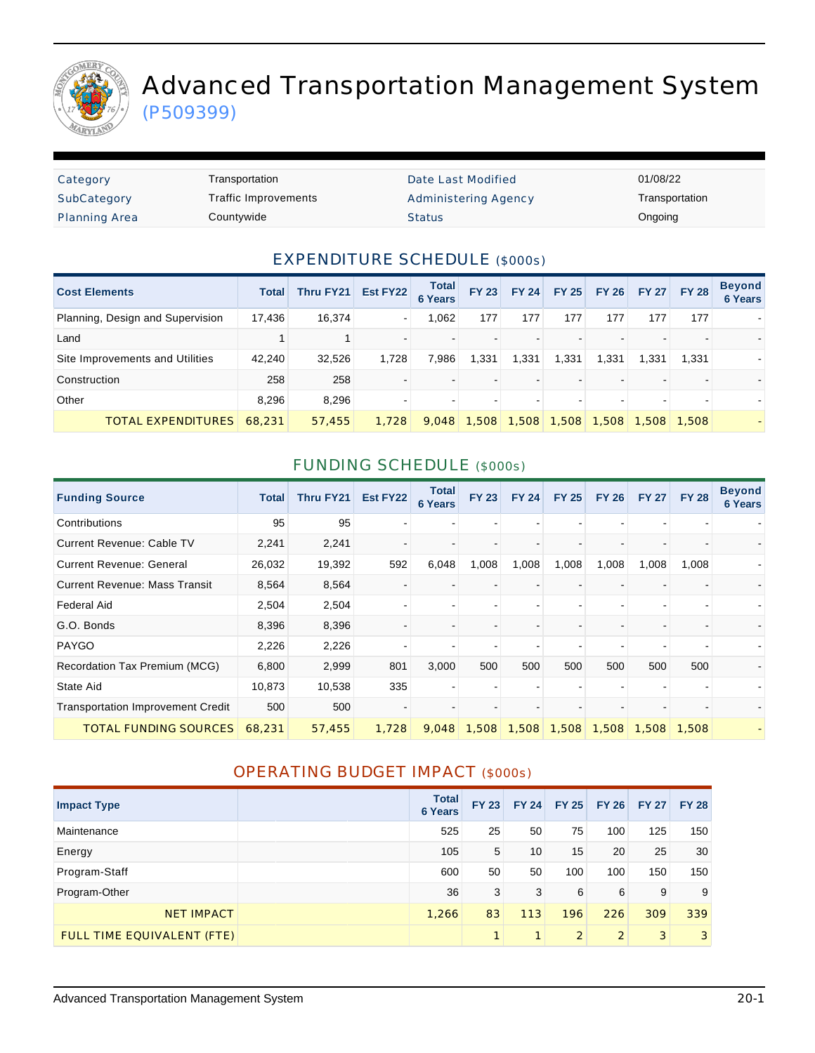# Advanced Transportation Management System

(P509399)

| | | | |
|---|---|---|---|
| Category | Transportation | Date Last Modified | 01/08/22 |
| SubCategory | Traffic Improvements | Administering Agency | Transportation |
| Planning Area | Countywide | Status | Ongoing |

## EXPENDITURE SCHEDULE ($000s)

| Cost Elements | Total | Thru FY21 | Est FY22 | Total 6 Years | FY 23 | FY 24 | FY 25 | FY 26 | FY 27 | FY 28 | Beyond 6 Years |
|---|---|---|---|---|---|---|---|---|---|---|---|
| Planning, Design and Supervision | 17,436 | 16,374 | - | 1,062 | 177 | 177 | 177 | 177 | 177 | 177 | - |
| Land | 1 | 1 | - | - | - | - | - | - | - | - | - |
| Site Improvements and Utilities | 42,240 | 32,526 | 1,728 | 7,986 | 1,331 | 1,331 | 1,331 | 1,331 | 1,331 | 1,331 | - |
| Construction | 258 | 258 | - | - | - | - | - | - | - | - | - |
| Other | 8,296 | 8,296 | - | - | - | - | - | - | - | - | - |
| TOTAL EXPENDITURES | 68,231 | 57,455 | 1,728 | 9,048 | 1,508 | 1,508 | 1,508 | 1,508 | 1,508 | 1,508 | - |

## FUNDING SCHEDULE ($000s)

| Funding Source | Total | Thru FY21 | Est FY22 | Total 6 Years | FY 23 | FY 24 | FY 25 | FY 26 | FY 27 | FY 28 | Beyond 6 Years |
|---|---|---|---|---|---|---|---|---|---|---|---|
| Contributions | 95 | 95 | - | - | - | - | - | - | - | - | - |
| Current Revenue: Cable TV | 2,241 | 2,241 | - | - | - | - | - | - | - | - | - |
| Current Revenue: General | 26,032 | 19,392 | 592 | 6,048 | 1,008 | 1,008 | 1,008 | 1,008 | 1,008 | 1,008 | - |
| Current Revenue: Mass Transit | 8,564 | 8,564 | - | - | - | - | - | - | - | - | - |
| Federal Aid | 2,504 | 2,504 | - | - | - | - | - | - | - | - | - |
| G.O. Bonds | 8,396 | 8,396 | - | - | - | - | - | - | - | - | - |
| PAYGO | 2,226 | 2,226 | - | - | - | - | - | - | - | - | - |
| Recordation Tax Premium (MCG) | 6,800 | 2,999 | 801 | 3,000 | 500 | 500 | 500 | 500 | 500 | 500 | - |
| State Aid | 10,873 | 10,538 | 335 | - | - | - | - | - | - | - | - |
| Transportation Improvement Credit | 500 | 500 | - | - | - | - | - | - | - | - | - |
| TOTAL FUNDING SOURCES | 68,231 | 57,455 | 1,728 | 9,048 | 1,508 | 1,508 | 1,508 | 1,508 | 1,508 | 1,508 | - |

## OPERATING BUDGET IMPACT ($000s)

| Impact Type | Total 6 Years | FY 23 | FY 24 | FY 25 | FY 26 | FY 27 | FY 28 |
|---|---|---|---|---|---|---|---|
| Maintenance | 525 | 25 | 50 | 75 | 100 | 125 | 150 |
| Energy | 105 | 5 | 10 | 15 | 20 | 25 | 30 |
| Program-Staff | 600 | 50 | 50 | 100 | 100 | 150 | 150 |
| Program-Other | 36 | 3 | 3 | 6 | 6 | 9 | 9 |
| NET IMPACT | 1,266 | 83 | 113 | 196 | 226 | 309 | 339 |
| FULL TIME EQUIVALENT (FTE) | | 1 | 1 | 2 | 2 | 3 | 3 |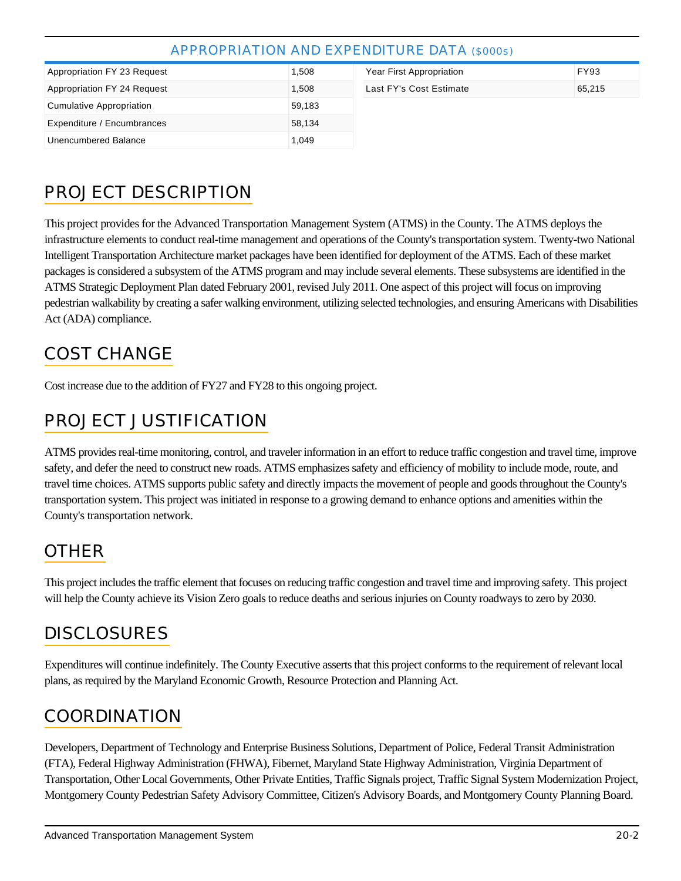## APPROPRIATION AND EXPENDITURE DATA ($000s)

| | | | |
|---|---|---|---|
| Appropriation FY 23 Request | 1,508 | Year First Appropriation | FY93 |
| Appropriation FY 24 Request | 1,508 | Last FY's Cost Estimate | 65,215 |
| Cumulative Appropriation | 59,183 | | |
| Expenditure / Encumbrances | 58,134 | | |
| Unencumbered Balance | 1,049 | | |

## PROJECT DESCRIPTION

This project provides for the Advanced Transportation Management System (ATMS) in the County. The ATMS deploys the infrastructure elements to conduct real-time management and operations of the County's transportation system. Twenty-two National Intelligent Transportation Architecture market packages have been identified for deployment of the ATMS. Each of these market packages is considered a subsystem of the ATMS program and may include several elements. These subsystems are identified in the ATMS Strategic Deployment Plan dated February 2001, revised July 2011. One aspect of this project will focus on improving pedestrian walkability by creating a safer walking environment, utilizing selected technologies, and ensuring Americans with Disabilities Act (ADA) compliance.

## COST CHANGE

Cost increase due to the addition of FY27 and FY28 to this ongoing project.

## PROJECT JUSTIFICATION

ATMS provides real-time monitoring, control, and traveler information in an effort to reduce traffic congestion and travel time, improve safety, and defer the need to construct new roads. ATMS emphasizes safety and efficiency of mobility to include mode, route, and travel time choices. ATMS supports public safety and directly impacts the movement of people and goods throughout the County's transportation system. This project was initiated in response to a growing demand to enhance options and amenities within the County's transportation network.

## OTHER

This project includes the traffic element that focuses on reducing traffic congestion and travel time and improving safety. This project will help the County achieve its Vision Zero goals to reduce deaths and serious injuries on County roadways to zero by 2030.

## DISCLOSURES

Expenditures will continue indefinitely. The County Executive asserts that this project conforms to the requirement of relevant local plans, as required by the Maryland Economic Growth, Resource Protection and Planning Act.

## COORDINATION

Developers, Department of Technology and Enterprise Business Solutions, Department of Police, Federal Transit Administration (FTA), Federal Highway Administration (FHWA), Fibernet, Maryland State Highway Administration, Virginia Department of Transportation, Other Local Governments, Other Private Entities, Traffic Signals project, Traffic Signal System Modernization Project, Montgomery County Pedestrian Safety Advisory Committee, Citizen's Advisory Boards, and Montgomery County Planning Board.